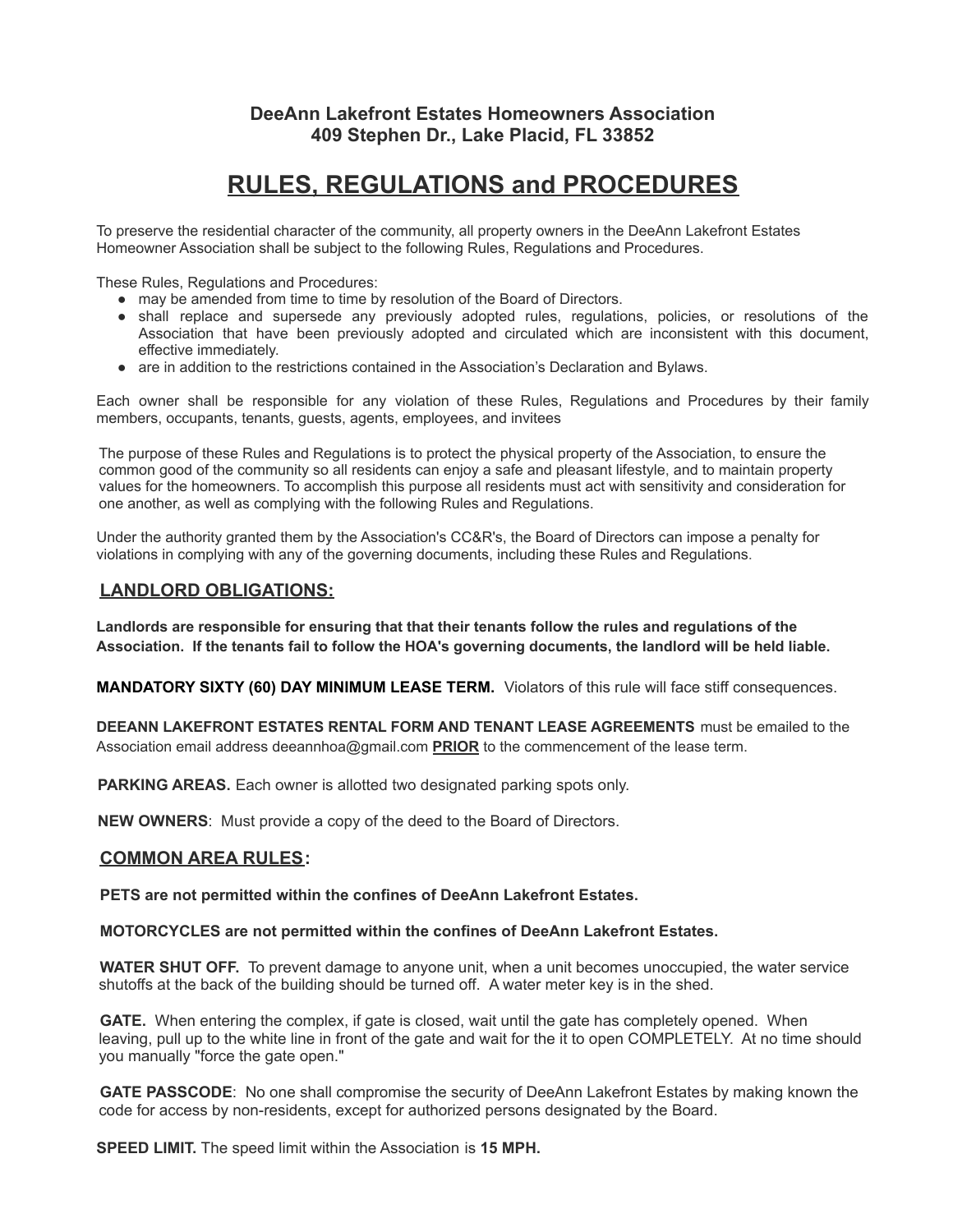# DeeAnn Lakefront Estates Homeowners Association
# 409 Stephen Dr., Lake Placid, FL 33852

# RULES, REGULATIONS and PROCEDURES

To preserve the residential character of the community, all property owners in the DeeAnn Lakefront Estates Homeowner Association shall be subject to the following Rules, Regulations and Procedures.

These Rules, Regulations and Procedures:

- may be amended from time to time by resolution of the Board of Directors.
- shall replace and supersede any previously adopted rules, regulations, policies, or resolutions of the Association that have been previously adopted and circulated which are inconsistent with this document, effective immediately.
- are in addition to the restrictions contained in the Association's Declaration and Bylaws.

Each owner shall be responsible for any violation of these Rules, Regulations and Procedures by their family members, occupants, tenants, guests, agents, employees, and invitees

The purpose of these Rules and Regulations is to protect the physical property of the Association, to ensure the common good of the community so all residents can enjoy a safe and pleasant lifestyle, and to maintain property values for the homeowners. To accomplish this purpose all residents must act with sensitivity and consideration for one another, as well as complying with the following Rules and Regulations.

Under the authority granted them by the Association's CC&R's, the Board of Directors can impose a penalty for violations in complying with any of the governing documents, including these Rules and Regulations.

## LANDLORD OBLIGATIONS:

**Landlords are responsible for ensuring that that their tenants follow the rules and regulations of the Association. If the tenants fail to follow the HOA's governing documents, the landlord will be held liable.**

**MANDATORY SIXTY (60) DAY MINIMUM LEASE TERM.** Violators of this rule will face stiff consequences.

**DEEANN LAKEFRONT ESTATES RENTAL FORM AND TENANT LEASE AGREEMENTS** must be emailed to the Association email address deeannhoa@gmail.com **PRIOR** to the commencement of the lease term.

**PARKING AREAS.** Each owner is allotted two designated parking spots only.

**NEW OWNERS**: Must provide a copy of the deed to the Board of Directors.

## COMMON AREA RULES:

**PETS are not permitted within the confines of DeeAnn Lakefront Estates.**

**MOTORCYCLES are not permitted within the confines of DeeAnn Lakefront Estates.**

**WATER SHUT OFF.** To prevent damage to anyone unit, when a unit becomes unoccupied, the water service shutoffs at the back of the building should be turned off. A water meter key is in the shed.

**GATE.** When entering the complex, if gate is closed, wait until the gate has completely opened. When leaving, pull up to the white line in front of the gate and wait for the it to open COMPLETELY. At no time should you manually "force the gate open."

**GATE PASSCODE**: No one shall compromise the security of DeeAnn Lakefront Estates by making known the code for access by non-residents, except for authorized persons designated by the Board.

**SPEED LIMIT.** The speed limit within the Association is **15 MPH.**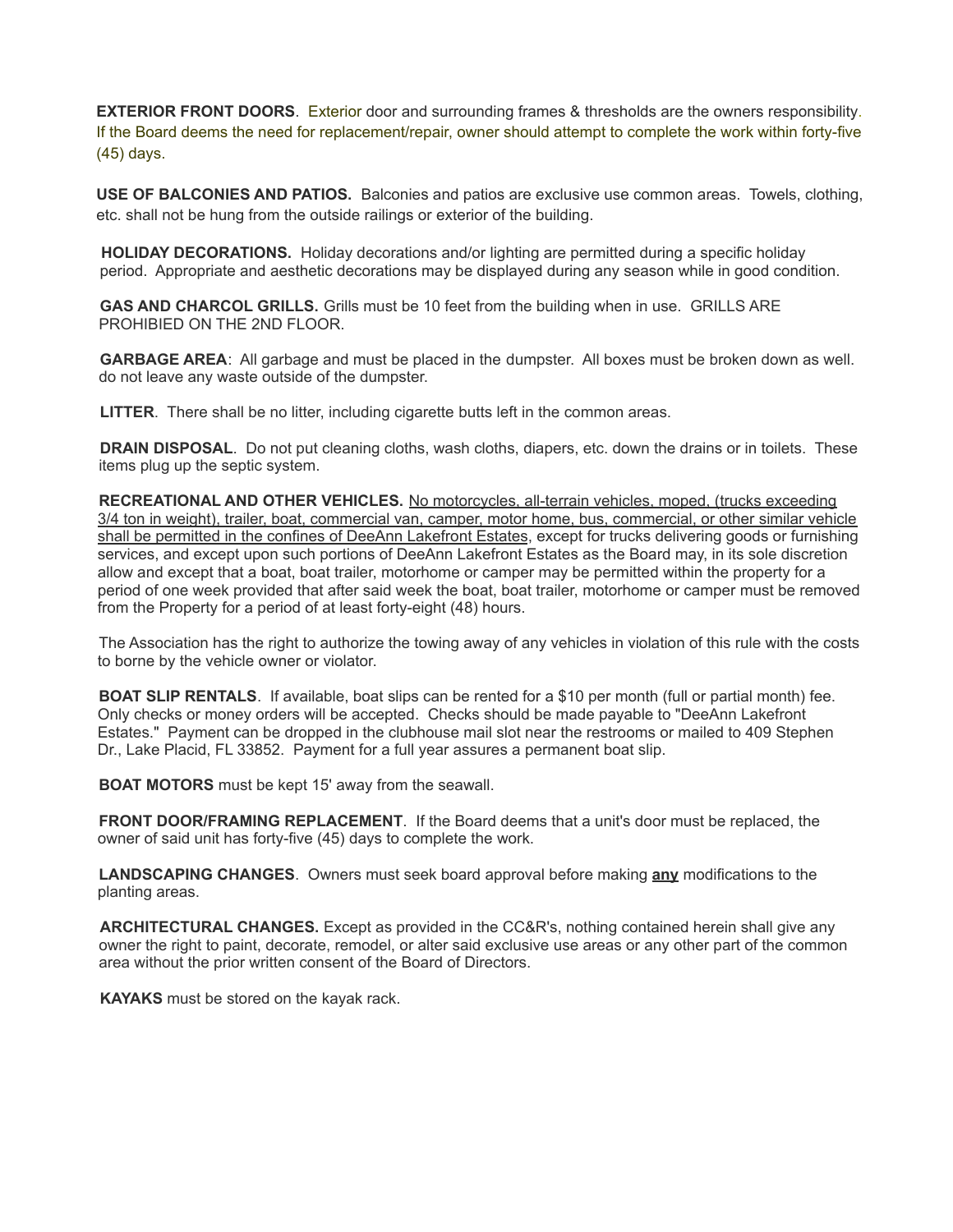**EXTERIOR FRONT DOORS**. Exterior door and surrounding frames & thresholds are the owners responsibility. If the Board deems the need for replacement/repair, owner should attempt to complete the work within forty-five (45) days.

**USE OF BALCONIES AND PATIOS.** Balconies and patios are exclusive use common areas. Towels, clothing, etc. shall not be hung from the outside railings or exterior of the building.

**HOLIDAY DECORATIONS.** Holiday decorations and/or lighting are permitted during a specific holiday period. Appropriate and aesthetic decorations may be displayed during any season while in good condition.

**GAS AND CHARCOL GRILLS.** Grills must be 10 feet from the building when in use. GRILLS ARE PROHIBIED ON THE 2ND FLOOR.

**GARBAGE AREA**: All garbage and must be placed in the dumpster. All boxes must be broken down as well. do not leave any waste outside of the dumpster.

**LITTER**. There shall be no litter, including cigarette butts left in the common areas.

**DRAIN DISPOSAL**. Do not put cleaning cloths, wash cloths, diapers, etc. down the drains or in toilets. These items plug up the septic system.

**RECREATIONAL AND OTHER VEHICLES.** <u>No motorcycles, all-terrain vehicles, moped, (trucks exceeding 3/4 ton in weight), trailer, boat, commercial van, camper, motor home, bus, commercial, or other similar vehicle shall be permitted in the confines of DeeAnn Lakefront Estates</u>, except for trucks delivering goods or furnishing services, and except upon such portions of DeeAnn Lakefront Estates as the Board may, in its sole discretion allow and except that a boat, boat trailer, motorhome or camper may be permitted within the property for a period of one week provided that after said week the boat, boat trailer, motorhome or camper must be removed from the Property for a period of at least forty-eight (48) hours.

The Association has the right to authorize the towing away of any vehicles in violation of this rule with the costs to borne by the vehicle owner or violator.

**BOAT SLIP RENTALS**. If available, boat slips can be rented for a $10 per month (full or partial month) fee. Only checks or money orders will be accepted. Checks should be made payable to "DeeAnn Lakefront Estates." Payment can be dropped in the clubhouse mail slot near the restrooms or mailed to 409 Stephen Dr., Lake Placid, FL 33852. Payment for a full year assures a permanent boat slip.

**BOAT MOTORS** must be kept 15' away from the seawall.

**FRONT DOOR/FRAMING REPLACEMENT**. If the Board deems that a unit's door must be replaced, the owner of said unit has forty-five (45) days to complete the work.

**LANDSCAPING CHANGES**. Owners must seek board approval before making <u>**any**</u> modifications to the planting areas.

**ARCHITECTURAL CHANGES.** Except as provided in the CC&R's, nothing contained herein shall give any owner the right to paint, decorate, remodel, or alter said exclusive use areas or any other part of the common area without the prior written consent of the Board of Directors.

**KAYAKS** must be stored on the kayak rack.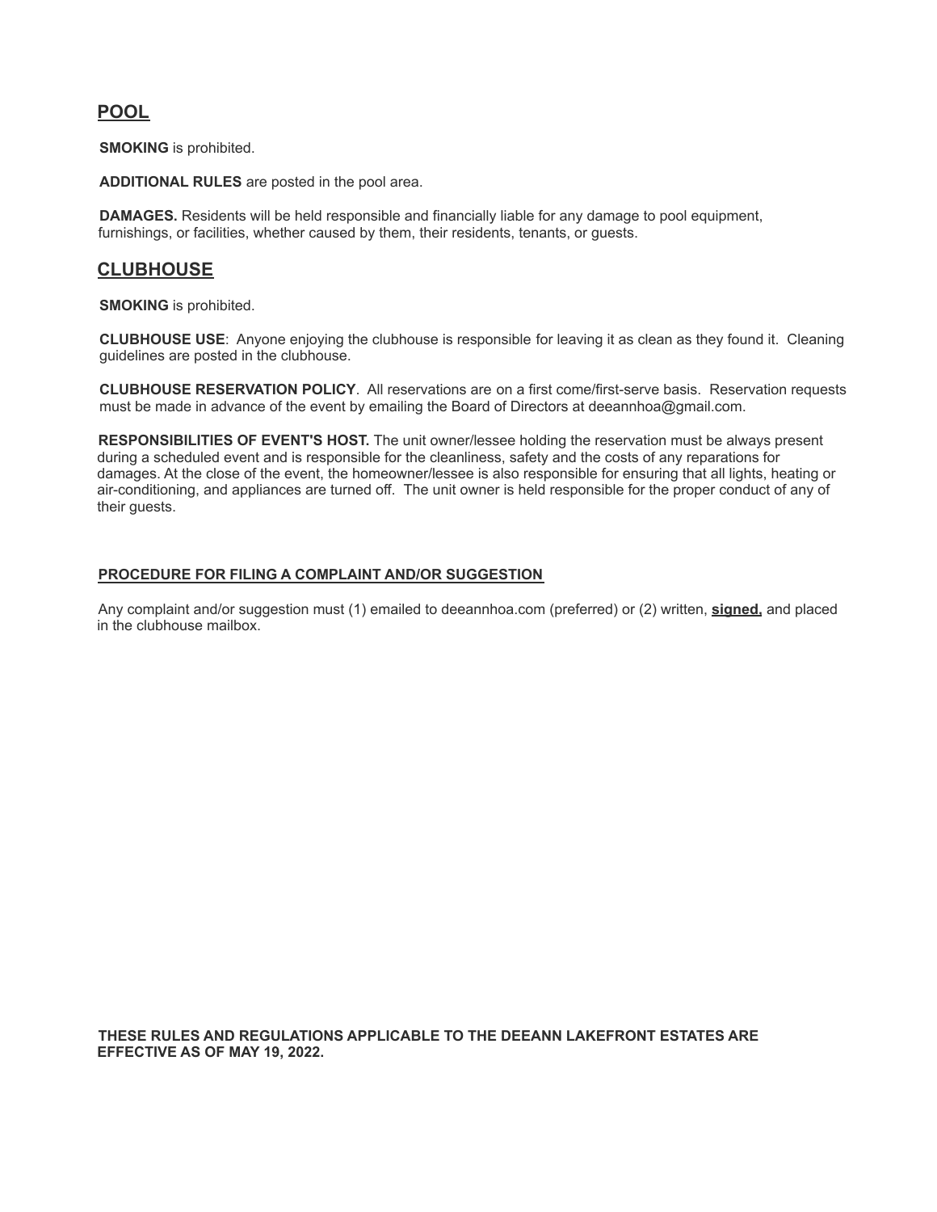## POOL

**SMOKING** is prohibited.

**ADDITIONAL RULES** are posted in the pool area.

**DAMAGES.** Residents will be held responsible and financially liable for any damage to pool equipment, furnishings, or facilities, whether caused by them, their residents, tenants, or guests.

## CLUBHOUSE

**SMOKING** is prohibited.

**CLUBHOUSE USE**: Anyone enjoying the clubhouse is responsible for leaving it as clean as they found it. Cleaning guidelines are posted in the clubhouse.

**CLUBHOUSE RESERVATION POLICY**. All reservations are on a first come/first-serve basis. Reservation requests must be made in advance of the event by emailing the Board of Directors at deeannhoa@gmail.com.

**RESPONSIBILITIES OF EVENT'S HOST.** The unit owner/lessee holding the reservation must be always present during a scheduled event and is responsible for the cleanliness, safety and the costs of any reparations for damages. At the close of the event, the homeowner/lessee is also responsible for ensuring that all lights, heating or air-conditioning, and appliances are turned off. The unit owner is held responsible for the proper conduct of any of their guests.

### PROCEDURE FOR FILING A COMPLAINT AND/OR SUGGESTION

Any complaint and/or suggestion must (1) emailed to deeannhoa.com (preferred) or (2) written, **signed,** and placed in the clubhouse mailbox.

**THESE RULES AND REGULATIONS APPLICABLE TO THE DEEANN LAKEFRONT ESTATES ARE EFFECTIVE AS OF MAY 19, 2022.**